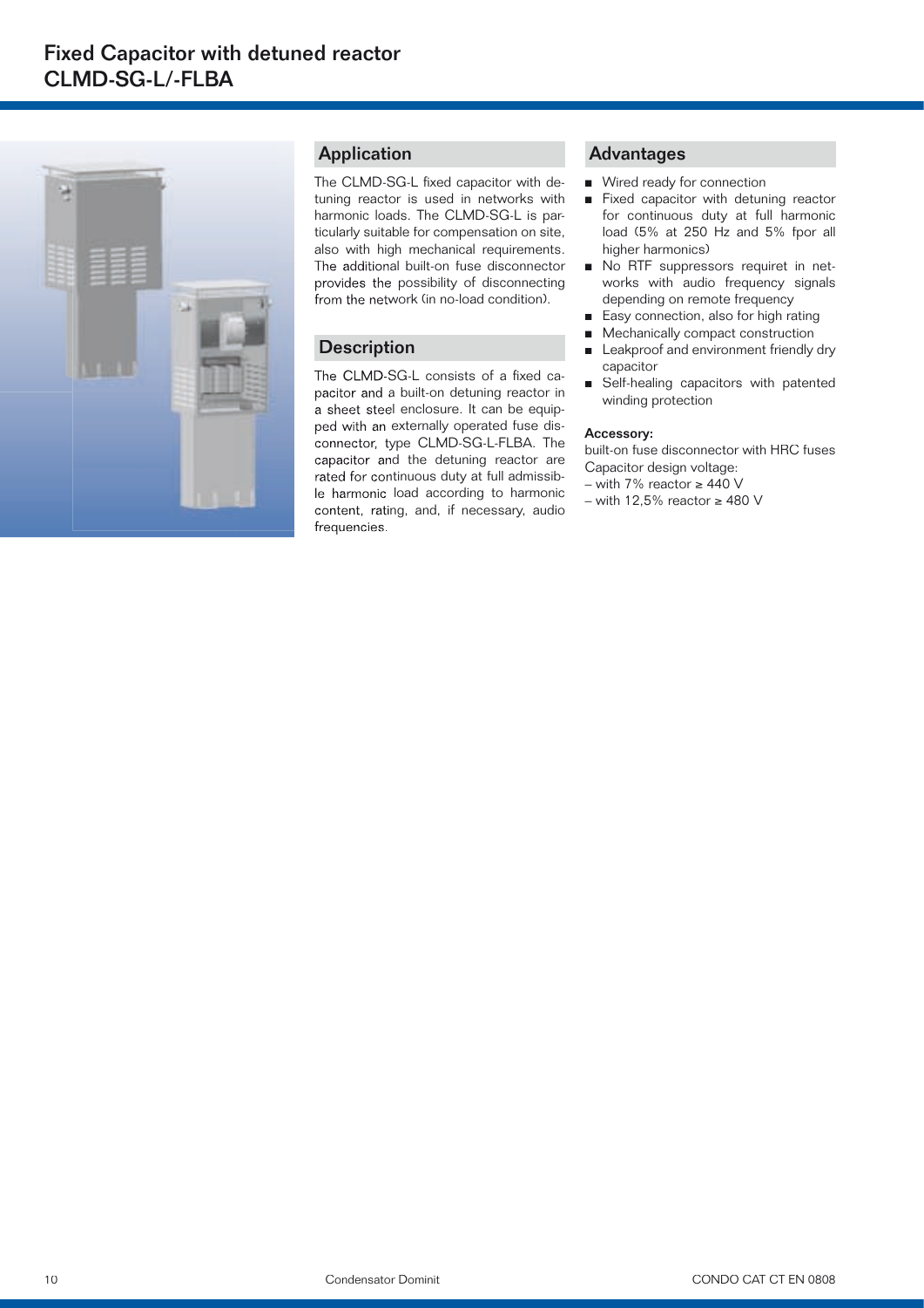# Fixed Capacitor with detuned reactor CLMD-SG-L/-FLBA

## Application

The CLMD-SG-L fixed capacitor with detuning reactor is used in networks with harmonic loads. The CLMD-SG-L is particularly suitable for compensation on site, also with high mechanical requirements. The additional built-on fuse disconnector provides the possibility of disconnecting from the network (in no-load condition).

## Description

The CLMD-SG-L consists of a fixed capacitor and a built-on detuning reactor in a sheet steel enclosure. It can be equipped with an externally operated fuse disconnector, type CLMD-SG-L-FLBA. The capacitor and the detuning reactor are rated for continuous duty at full admissible harmonic load according to harmonic content, rating, and, if necessary, audio frequencies.

## Advantages

- Wired ready for connection
- Fixed capacitor with detuning reactor for continuous duty at full harmonic load (5% at 250 Hz and 5% fpor all higher harmonics)
- No RTF suppressors requiret in networks with audio frequency signals depending on remote frequency
- Easy connection, also for high rating
- Mechanically compact construction
- Leakproof and environment friendly dry capacitor
- Self-healing capacitors with patented winding protection

**Accessory:**

built-on fuse disconnector with HRC fuses

Capacitor design voltage:

– with 7% reactor ≥ 440 V

– with 12,5% reactor ≥ 480 V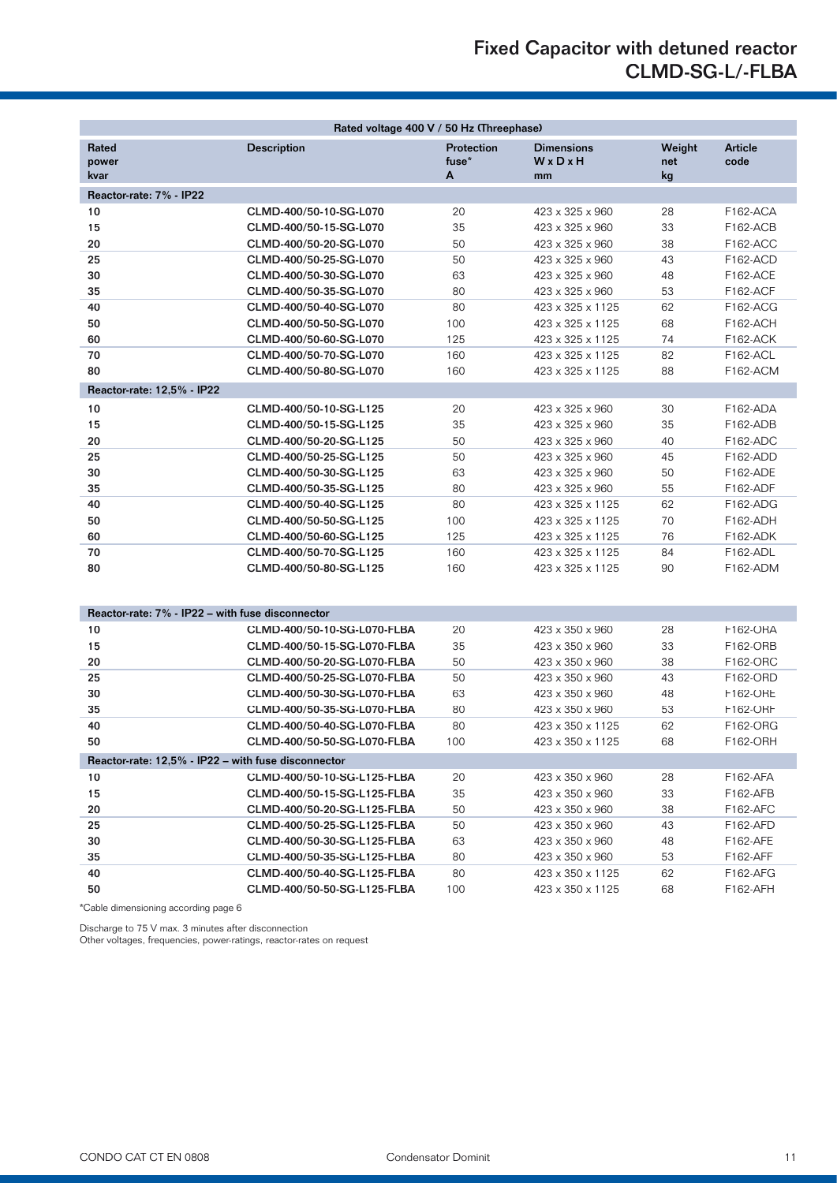# Fixed Capacitor with detuned reactor CLMD-SG-L/-FLBA

| Rated voltage 400 V / 50 Hz (Threephase) | | | | | |
|---|---|---|---|---|---|
| Rated power kvar | Description | Protection fuse* A | Dimensions W x D x H mm | Weight net kg | Article code |
| **Reactor-rate: 7% - IP22** | | | | | |
| 10 | CLMD-400/50-10-SG-L070 | 20 | 423 x 325 x 960 | 28 | F162-ACA |
| 15 | CLMD-400/50-15-SG-L070 | 35 | 423 x 325 x 960 | 33 | F162-ACB |
| 20 | CLMD-400/50-20-SG-L070 | 50 | 423 x 325 x 960 | 38 | F162-ACC |
| 25 | CLMD-400/50-25-SG-L070 | 50 | 423 x 325 x 960 | 43 | F162-ACD |
| 30 | CLMD-400/50-30-SG-L070 | 63 | 423 x 325 x 960 | 48 | F162-ACE |
| 35 | CLMD-400/50-35-SG-L070 | 80 | 423 x 325 x 960 | 53 | F162-ACF |
| 40 | CLMD-400/50-40-SG-L070 | 80 | 423 x 325 x 1125 | 62 | F162-ACG |
| 50 | CLMD-400/50-50-SG-L070 | 100 | 423 x 325 x 1125 | 68 | F162-ACH |
| 60 | CLMD-400/50-60-SG-L070 | 125 | 423 x 325 x 1125 | 74 | F162-ACK |
| 70 | CLMD-400/50-70-SG-L070 | 160 | 423 x 325 x 1125 | 82 | F162-ACL |
| 80 | CLMD-400/50-80-SG-L070 | 160 | 423 x 325 x 1125 | 88 | F162-ACM |
| **Reactor-rate: 12,5% - IP22** | | | | | |
| 10 | CLMD-400/50-10-SG-L125 | 20 | 423 x 325 x 960 | 30 | F162-ADA |
| 15 | CLMD-400/50-15-SG-L125 | 35 | 423 x 325 x 960 | 35 | F162-ADB |
| 20 | CLMD-400/50-20-SG-L125 | 50 | 423 x 325 x 960 | 40 | F162-ADC |
| 25 | CLMD-400/50-25-SG-L125 | 50 | 423 x 325 x 960 | 45 | F162-ADD |
| 30 | CLMD-400/50-30-SG-L125 | 63 | 423 x 325 x 960 | 50 | F162-ADE |
| 35 | CLMD-400/50-35-SG-L125 | 80 | 423 x 325 x 960 | 55 | F162-ADF |
| 40 | CLMD-400/50-40-SG-L125 | 80 | 423 x 325 x 1125 | 62 | F162-ADG |
| 50 | CLMD-400/50-50-SG-L125 | 100 | 423 x 325 x 1125 | 70 | F162-ADH |
| 60 | CLMD-400/50-60-SG-L125 | 125 | 423 x 325 x 1125 | 76 | F162-ADK |
| 70 | CLMD-400/50-70-SG-L125 | 160 | 423 x 325 x 1125 | 84 | F162-ADL |
| 80 | CLMD-400/50-80-SG-L125 | 160 | 423 x 325 x 1125 | 90 | F162-ADM |
| **Reactor-rate: 7% - IP22 – with fuse disconnector** | | | | | |
| 10 | CLMD-400/50-10-SG-L070-FLBA | 20 | 423 x 350 x 960 | 28 | F162-ORA |
| 15 | CLMD-400/50-15-SG-L070-FLBA | 35 | 423 x 350 x 960 | 33 | F162-ORB |
| 20 | CLMD-400/50-20-SG-L070-FLBA | 50 | 423 x 350 x 960 | 38 | F162-ORC |
| 25 | CLMD-400/50-25-SG-L070-FLBA | 50 | 423 x 350 x 960 | 43 | F162-ORD |
| 30 | CLMD-400/50-30-SG-L070-FLBA | 63 | 423 x 350 x 960 | 48 | F162-ORE |
| 35 | CLMD-400/50-35-SG-L070-FLBA | 80 | 423 x 350 x 960 | 53 | F162-ORF |
| 40 | CLMD-400/50-40-SG-L070-FLBA | 80 | 423 x 350 x 1125 | 62 | F162-ORG |
| 50 | CLMD-400/50-50-SG-L070-FLBA | 100 | 423 x 350 x 1125 | 68 | F162-ORH |
| **Reactor-rate: 12,5% - IP22 – with fuse disconnector** | | | | | |
| 10 | CLMD-400/50-10-SG-L125-FLBA | 20 | 423 x 350 x 960 | 28 | F162-AFA |
| 15 | CLMD-400/50-15-SG-L125-FLBA | 35 | 423 x 350 x 960 | 33 | F162-AFB |
| 20 | CLMD-400/50-20-SG-L125-FLBA | 50 | 423 x 350 x 960 | 38 | F162-AFC |
| 25 | CLMD-400/50-25-SG-L125-FLBA | 50 | 423 x 350 x 960 | 43 | F162-AFD |
| 30 | CLMD-400/50-30-SG-L125-FLBA | 63 | 423 x 350 x 960 | 48 | F162-AFE |
| 35 | CLMD-400/50-35-SG-L125-FLBA | 80 | 423 x 350 x 960 | 53 | F162-AFF |
| 40 | CLMD-400/50-40-SG-L125-FLBA | 80 | 423 x 350 x 1125 | 62 | F162-AFG |
| 50 | CLMD-400/50-50-SG-L125-FLBA | 100 | 423 x 350 x 1125 | 68 | F162-AFH |

*Cable dimensioning according page 6

Discharge to 75 V max. 3 minutes after disconnection
Other voltages, frequencies, power-ratings, reactor-rates on request